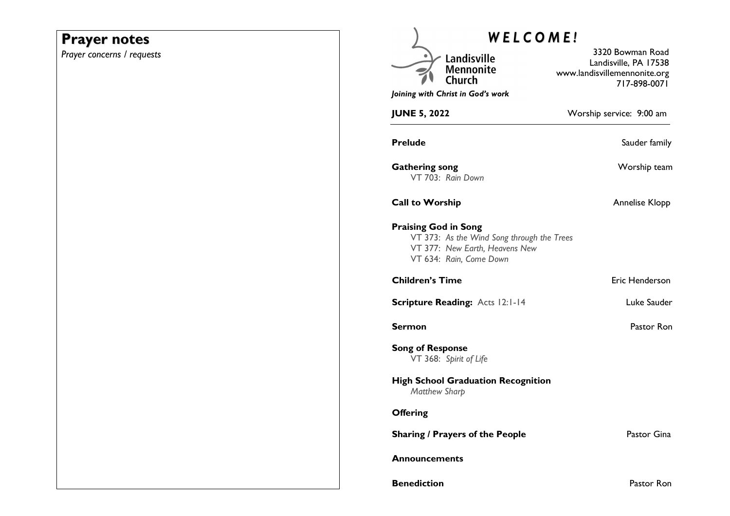# Prayer notes

*Prayer concerns / requests*

# *W E L C O M E !*

Landisville Mennonite Church

*Joining with Christ in God's work*

3320 Bowman Road
Landisville, PA 17538
www.landisvillemennonite.org
717-898-0071

**JUNE 5, 2022** Worship service: 9:00 am

**Prelude** Sauder family

**Gathering song** Worship team
VT 703: *Rain Down*

**Call to Worship** Annelise Klopp

**Praising God in Song**
VT 373: *As the Wind Song through the Trees*
VT 377: *New Earth, Heavens New*
VT 634: *Rain, Come Down*

**Children's Time** Eric Henderson

**Scripture Reading:** Acts 12:1-14 Luke Sauder

**Sermon** Pastor Ron

**Song of Response**
VT 368: *Spirit of Life*

**High School Graduation Recognition**
*Matthew Sharp*

**Offering**

**Sharing / Prayers of the People** Pastor Gina

**Announcements**

**Benediction** Pastor Ron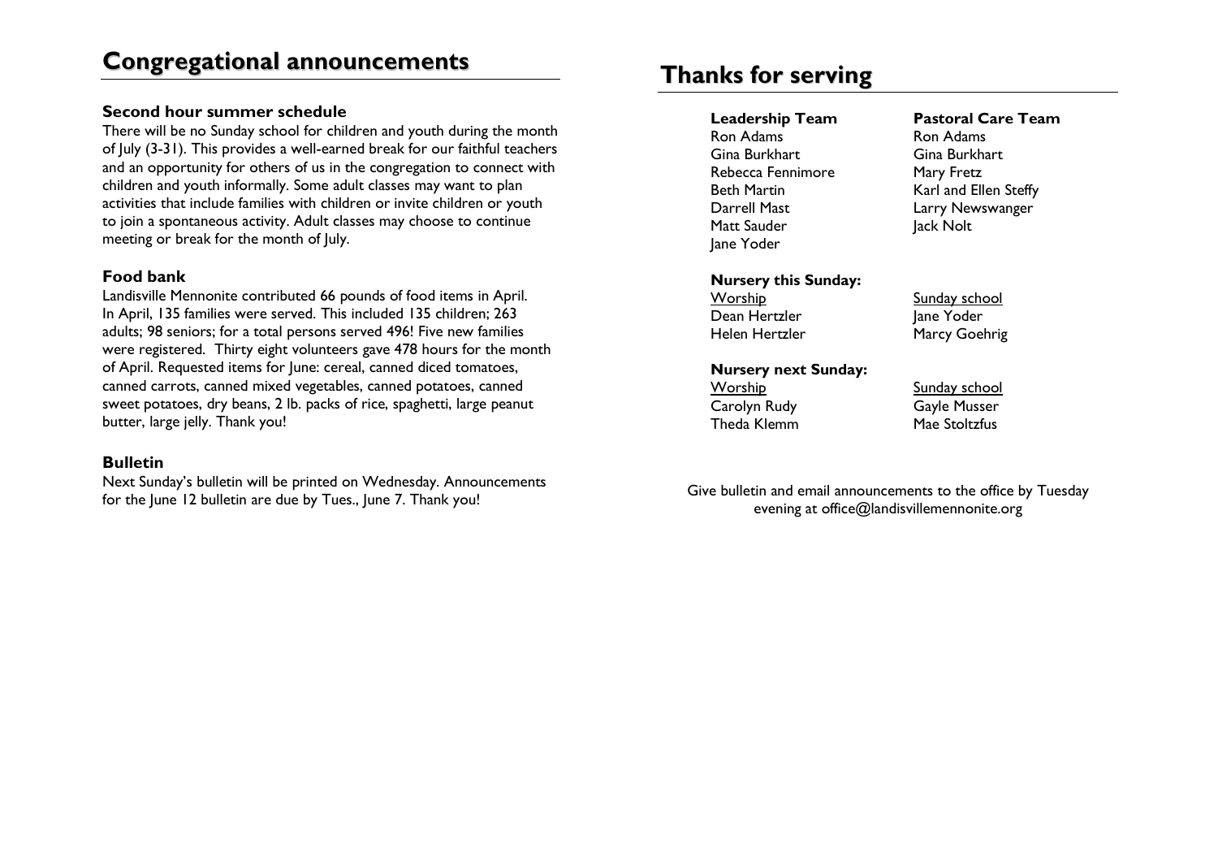# Congregational announcements

### Second hour summer schedule

There will be no Sunday school for children and youth during the month of July (3-31). This provides a well-earned break for our faithful teachers and an opportunity for others of us in the congregation to connect with children and youth informally. Some adult classes may want to plan activities that include families with children or invite children or youth to join a spontaneous activity. Adult classes may choose to continue meeting or break for the month of July.

### Food bank

Landisville Mennonite contributed 66 pounds of food items in April. In April, 135 families were served. This included 135 children; 263 adults; 98 seniors; for a total persons served 496! Five new families were registered. Thirty eight volunteers gave 478 hours for the month of April. Requested items for June: cereal, canned diced tomatoes, canned carrots, canned mixed vegetables, canned potatoes, canned sweet potatoes, dry beans, 2 lb. packs of rice, spaghetti, large peanut butter, large jelly. Thank you!

### Bulletin

Next Sunday's bulletin will be printed on Wednesday. Announcements for the June 12 bulletin are due by Tues., June 7. Thank you!

# Thanks for serving

**Leadership Team**
Ron Adams
Gina Burkhart
Rebecca Fennimore
Beth Martin
Darrell Mast
Matt Sauder
Jane Yoder

**Pastoral Care Team**
Ron Adams
Gina Burkhart
Mary Fretz
Karl and Ellen Steffy
Larry Newswanger
Jack Nolt

**Nursery this Sunday:**

| Worship | Sunday school |
| --- | --- |
| Dean Hertzler | Jane Yoder |
| Helen Hertzler | Marcy Goehrig |

**Nursery next Sunday:**

| Worship | Sunday school |
| --- | --- |
| Carolyn Rudy | Gayle Musser |
| Theda Klemm | Mae Stoltzfus |

Give bulletin and email announcements to the office by Tuesday evening at office@landisvillemennonite.org